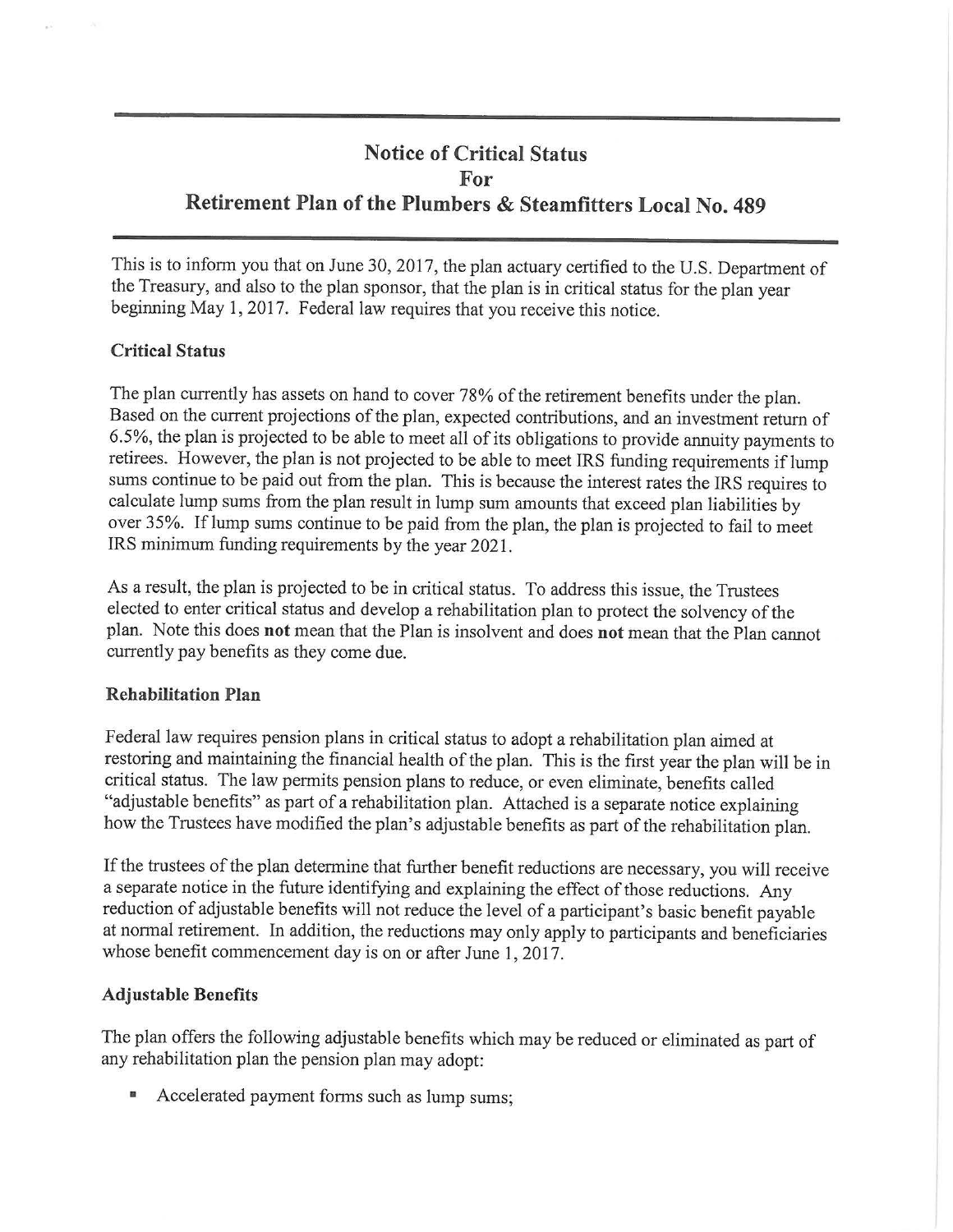# Notice of Critical Status
# For
# Retirement Plan of the Plumbers & Steamfitters Local No. 489

This is to inform you that on June 30, 2017, the plan actuary certified to the U.S. Department of the Treasury, and also to the plan sponsor, that the plan is in critical status for the plan year beginning May 1, 2017. Federal law requires that you receive this notice.

### Critical Status

The plan currently has assets on hand to cover 78% of the retirement benefits under the plan. Based on the current projections of the plan, expected contributions, and an investment return of 6.5%, the plan is projected to be able to meet all of its obligations to provide annuity payments to retirees. However, the plan is not projected to be able to meet IRS funding requirements if lump sums continue to be paid out from the plan. This is because the interest rates the IRS requires to calculate lump sums from the plan result in lump sum amounts that exceed plan liabilities by over 35%. If lump sums continue to be paid from the plan, the plan is projected to fail to meet IRS minimum funding requirements by the year 2021.

As a result, the plan is projected to be in critical status. To address this issue, the Trustees elected to enter critical status and develop a rehabilitation plan to protect the solvency of the plan. Note this does **not** mean that the Plan is insolvent and does **not** mean that the Plan cannot currently pay benefits as they come due.

### Rehabilitation Plan

Federal law requires pension plans in critical status to adopt a rehabilitation plan aimed at restoring and maintaining the financial health of the plan. This is the first year the plan will be in critical status. The law permits pension plans to reduce, or even eliminate, benefits called "adjustable benefits" as part of a rehabilitation plan. Attached is a separate notice explaining how the Trustees have modified the plan's adjustable benefits as part of the rehabilitation plan.

If the trustees of the plan determine that further benefit reductions are necessary, you will receive a separate notice in the future identifying and explaining the effect of those reductions. Any reduction of adjustable benefits will not reduce the level of a participant's basic benefit payable at normal retirement. In addition, the reductions may only apply to participants and beneficiaries whose benefit commencement day is on or after June 1, 2017.

### Adjustable Benefits

The plan offers the following adjustable benefits which may be reduced or eliminated as part of any rehabilitation plan the pension plan may adopt:

- Accelerated payment forms such as lump sums;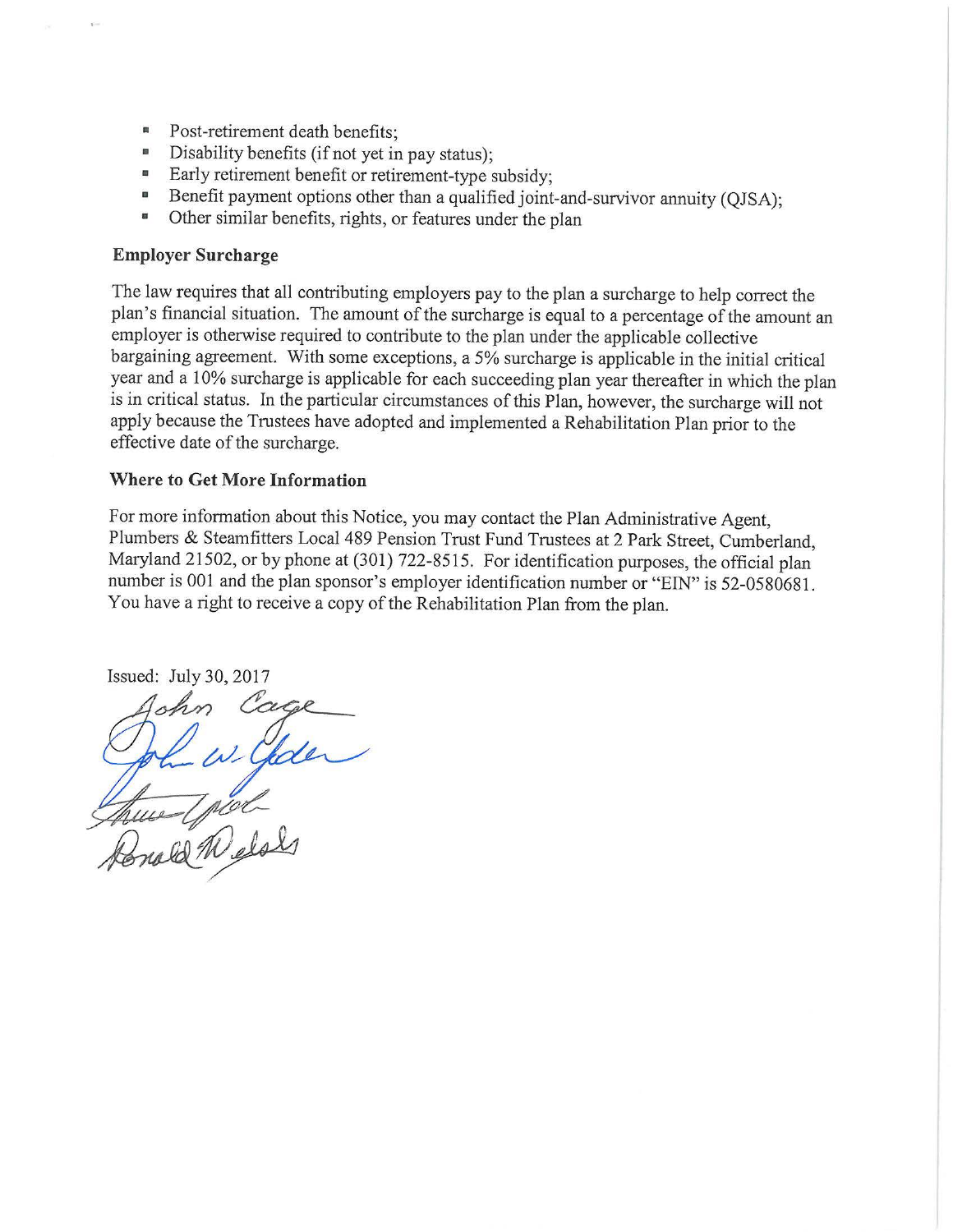- Post-retirement death benefits;
- Disability benefits (if not yet in pay status);
- Early retirement benefit or retirement-type subsidy;
- Benefit payment options other than a qualified joint-and-survivor annuity (QJSA);
- Other similar benefits, rights, or features under the plan

**Employer Surcharge**

The law requires that all contributing employers pay to the plan a surcharge to help correct the plan's financial situation. The amount of the surcharge is equal to a percentage of the amount an employer is otherwise required to contribute to the plan under the applicable collective bargaining agreement. With some exceptions, a 5% surcharge is applicable in the initial critical year and a 10% surcharge is applicable for each succeeding plan year thereafter in which the plan is in critical status. In the particular circumstances of this Plan, however, the surcharge will not apply because the Trustees have adopted and implemented a Rehabilitation Plan prior to the effective date of the surcharge.

**Where to Get More Information**

For more information about this Notice, you may contact the Plan Administrative Agent, Plumbers & Steamfitters Local 489 Pension Trust Fund Trustees at 2 Park Street, Cumberland, Maryland 21502, or by phone at (301) 722-8515. For identification purposes, the official plan number is 001 and the plan sponsor's employer identification number or "EIN" is 52-0580681. You have a right to receive a copy of the Rehabilitation Plan from the plan.

Issued: July 30, 2017

John Cage
John W. Yoder
[signature]
Ronald Welsh